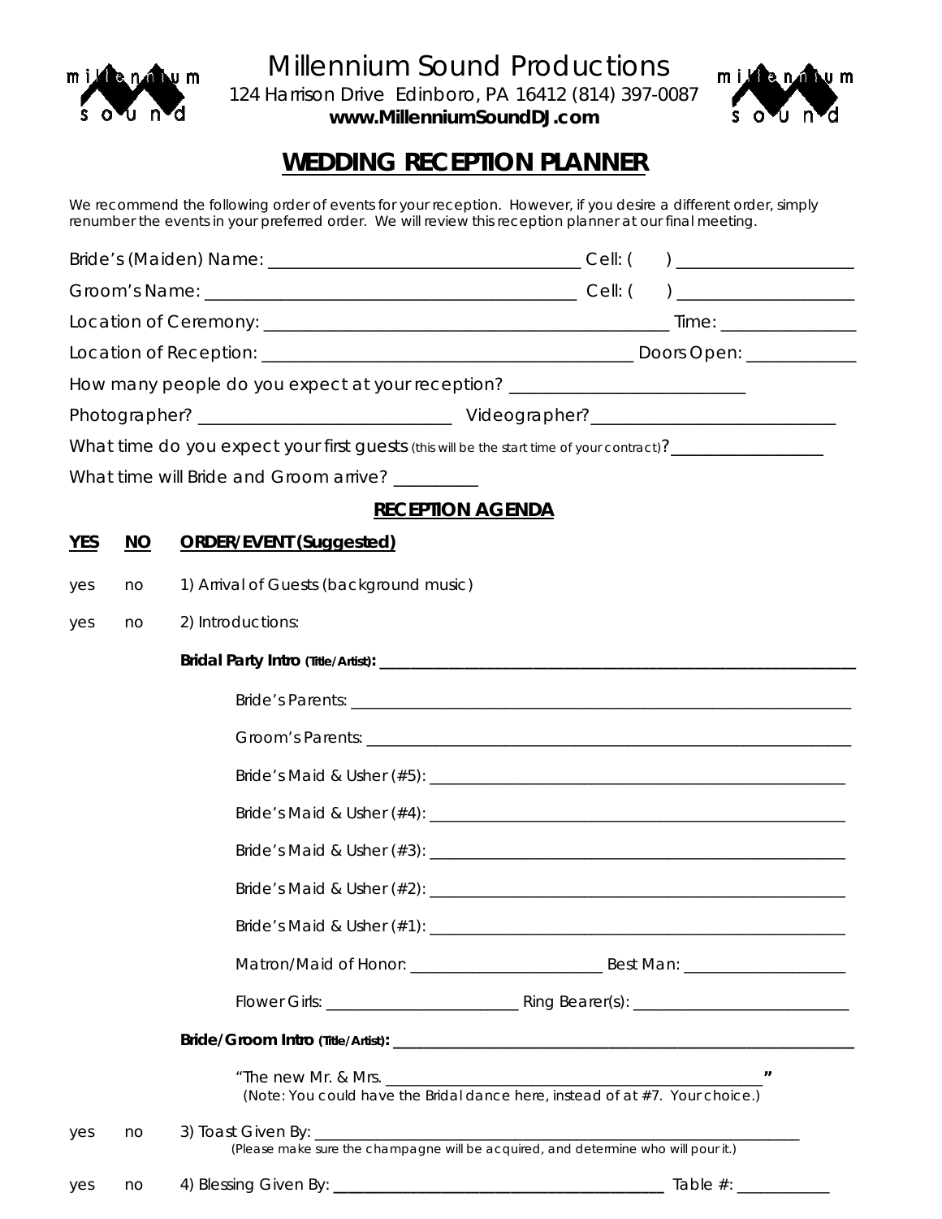# Millennium Sound Productions

124 Harrison Drive Edinboro, PA 16412 (814) 397-0087
**www.MillenniumSoundDJ.com**

## WEDDING RECEPTION PLANNER

We recommend the following order of events for your reception. However, if you desire a different order, simply renumber the events in your preferred order. We will review this reception planner at our final meeting.

Bride's (Maiden) Name: ___________________________________ Cell: ( ) ____________________

Groom's Name: __________________________________________ Cell: ( ) ____________________

Location of Ceremony: ______________________________________________ Time: _______________

Location of Reception: __________________________________________ Doors Open: ____________

How many people do you expect at your reception? __________________________

Photographer? ____________________________ Videographer? ____________________________

What time do you expect your first guests (this will be the start time of your contract)? __________________

What time will Bride and Groom arrive? _________

### RECEPTION AGENDA

**YES** **NO** **ORDER/EVENT (Suggested)**

yes no 1) Arrival of Guests (background music)

yes no 2) Introductions:

**Bridal Party Intro (Title/Artist):** ______________________________________________________

Bride's Parents: ______________________________________________________________

Groom's Parents: ______________________________________________________________

Bride's Maid & Usher (#5): ______________________________________________________

Bride's Maid & Usher (#4): ______________________________________________________

Bride's Maid & Usher (#3): ______________________________________________________

Bride's Maid & Usher (#2): ______________________________________________________

Bride's Maid & Usher (#1): ______________________________________________________

Matron/Maid of Honor: _______________________ Best Man: ___________________

Flower Girls: _______________________ Ring Bearer(s): _________________________

**Bride/Groom Intro (Title/Artist):** ______________________________________________________

"The new Mr. & Mrs. _______________________________________________"
(Note: You could have the Bridal dance here, instead of at #7. Your choice.)

yes no 3) Toast Given By: ____________________________________________________________
(Please make sure the champagne will be acquired, and determine who will pour it.)

yes no 4) Blessing Given By: _______________________________________ Table #: ___________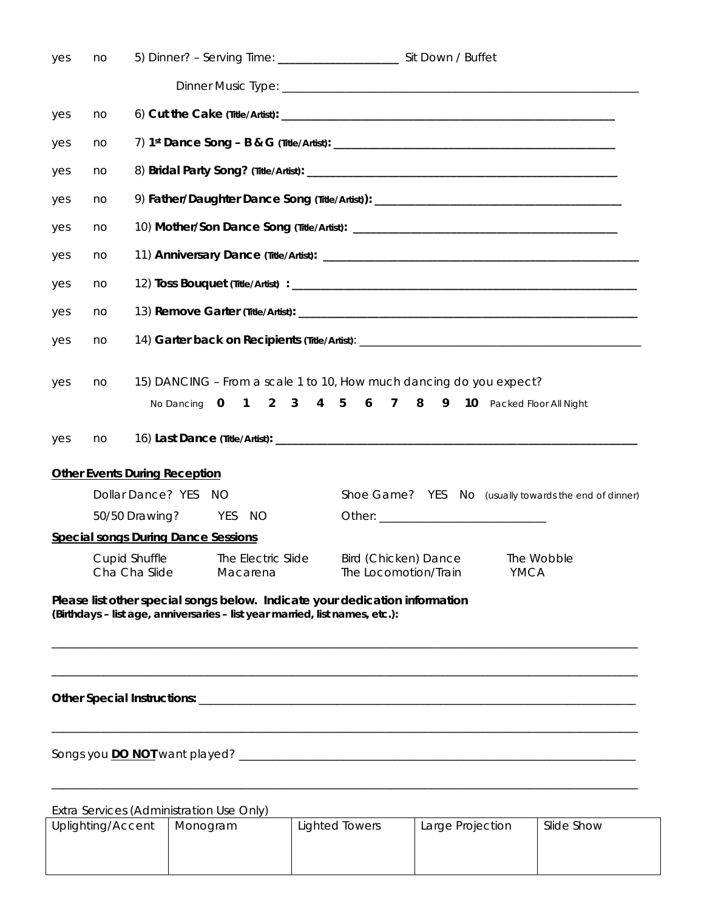yes no 5) Dinner? – Serving Time: ____________________ Sit Down / Buffet

Dinner Music Type: ____________________________________________________________

yes no 6) **Cut the Cake (Title/Artist):** ____________________________________________________________

yes no 7) **1st Dance Song – B & G (Title/Artist):** ______________________________________________

yes no 8) **Bridal Party Song? (Title/Artist):** ____________________________________________________

yes no 9) **Father/Daughter Dance Song (Title/Artist)):** _________________________________________

yes no 10) **Mother/Son Dance Song (Title/Artist):** ____________________________________________

yes no 11) **Anniversary Dance (Title/Artist):** ________________________________________________

yes no 12) **Toss Bouquet (Title/Artist) :** ______________________________________________________

yes no 13) **Remove Garter (Title/Artist):** ____________________________________________________

yes no 14) **Garter back on Recipients (Title/Artist)**: __________________________________________

yes no 15) DANCING – From a scale 1 to 10, How much dancing do you expect?

No Dancing **0 1 2 3 4 5 6 7 8 9 10** Packed Floor All Night

yes no 16) **Last Dance (Title/Artist):** _______________________________________________________

**Other Events During Reception**

Dollar Dance? YES NO

Shoe Game? YES No (usually towards the end of dinner)

50/50 Drawing? YES NO

Other: ____________________________

**Special songs During Dance Sessions**

Cupid Shuffle  
Cha Cha Slide  
The Electric Slide  
Macarena  
Bird (Chicken) Dance  
The Locomotion/Train  
The Wobble  
YMCA

**Please list other special songs below. Indicate your dedication information**  
**(Birthdays – list age, anniversaries – list year married, list names, etc.):**

______________________________________________________________________________

______________________________________________________________________________

**Other Special Instructions:** _______________________________________________________

______________________________________________________________________________

Songs you **DO NOT** want played? ________________________________________________

______________________________________________________________________________

Extra Services (Administration Use Only)

| Uplighting/Accent | Monogram | Lighted Towers | Large Projection | Slide Show |
|---|---|---|---|---|
| | | | | |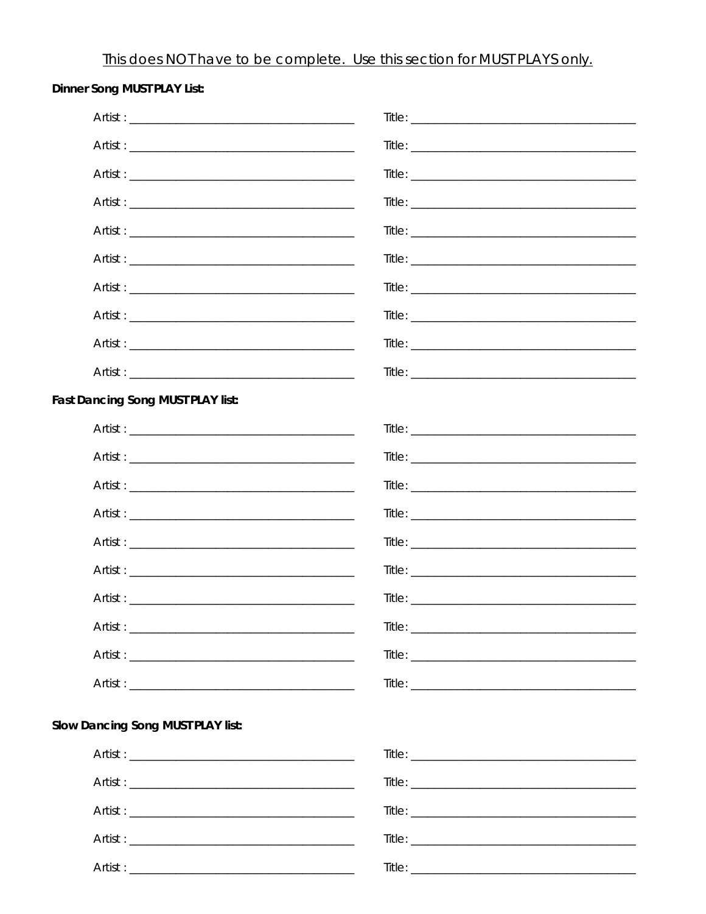This does NOT have to be complete. Use this section for MUSTPLAYS only.

**Dinner Song MUSTPLAY List:**

Artist : ______________________________ Title: ______________________________

Artist : ______________________________ Title: ______________________________

Artist : ______________________________ Title: ______________________________

Artist : ______________________________ Title: ______________________________

Artist : ______________________________ Title: ______________________________

Artist : ______________________________ Title: ______________________________

Artist : ______________________________ Title: ______________________________

Artist : ______________________________ Title: ______________________________

Artist : ______________________________ Title: ______________________________

Artist : ______________________________ Title: ______________________________

**Fast Dancing Song MUSTPLAY list:**

Artist : ______________________________ Title: ______________________________

Artist : ______________________________ Title: ______________________________

Artist : ______________________________ Title: ______________________________

Artist : ______________________________ Title: ______________________________

Artist : ______________________________ Title: ______________________________

Artist : ______________________________ Title: ______________________________

Artist : ______________________________ Title: ______________________________

Artist : ______________________________ Title: ______________________________

Artist : ______________________________ Title: ______________________________

Artist : ______________________________ Title: ______________________________

**Slow Dancing Song MUSTPLAY list:**

Artist : ______________________________ Title: ______________________________

Artist : ______________________________ Title: ______________________________

Artist : ______________________________ Title: ______________________________

Artist : ______________________________ Title: ______________________________

Artist : ______________________________ Title: ______________________________